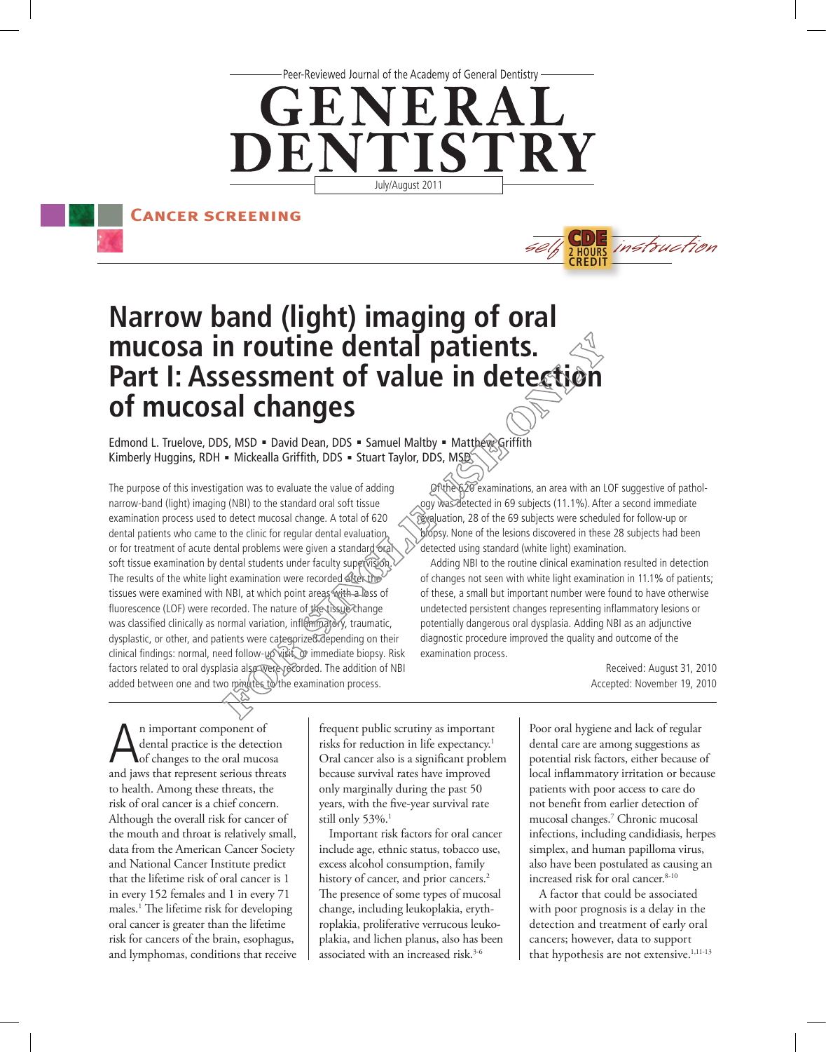Cancer screening

# Narrow band (light) imaging of oral mucosa in routine dental patients. Part I: Assessment of value in detection of mucosal changes

Edmond L. Truelove, DDS, MSD ▪ David Dean, DDS ▪ Samuel Maltby ▪ Matthew Griffith
Kimberly Huggins, RDH ▪ Mickealla Griffith, DDS ▪ Stuart Taylor, DDS, MSD

The purpose of this investigation was to evaluate the value of adding narrow-band (light) imaging (NBI) to the standard oral soft tissue examination process used to detect mucosal change. A total of 620 dental patients who came to the clinic for regular dental evaluation or for treatment of acute dental problems were given a standard oral soft tissue examination by dental students under faculty supervision. The results of the white light examination were recorded after the tissues were examined with NBI, at which point areas with a loss of fluorescence (LOF) were recorded. The nature of the tissue change was classified clinically as normal variation, inflammatory, traumatic, dysplastic, or other, and patients were categorized depending on their clinical findings: normal, need follow-up visit, or immediate biopsy. Risk factors related to oral dysplasia also were recorded. The addition of NBI added between one and two minutes to the examination process.

Of the 620 examinations, an area with an LOF suggestive of pathology was detected in 69 subjects (11.1%). After a second immediate evaluation, 28 of the 69 subjects were scheduled for follow-up or biopsy. None of the lesions discovered in these 28 subjects had been detected using standard (white light) examination.

Adding NBI to the routine clinical examination resulted in detection of changes not seen with white light examination in 11.1% of patients; of these, a small but important number were found to have otherwise undetected persistent changes representing inflammatory lesions or potentially dangerous oral dysplasia. Adding NBI as an adjunctive diagnostic procedure improved the quality and outcome of the examination process.

Received: August 31, 2010
Accepted: November 19, 2010

An important component of dental practice is the detection of changes to the oral mucosa and jaws that represent serious threats to health. Among these threats, the risk of oral cancer is a chief concern. Although the overall risk for cancer of the mouth and throat is relatively small, data from the American Cancer Society and National Cancer Institute predict that the lifetime risk of oral cancer is 1 in every 152 females and 1 in every 71 males.[1] The lifetime risk for developing oral cancer is greater than the lifetime risk for cancers of the brain, esophagus, and lymphomas, conditions that receive frequent public scrutiny as important risks for reduction in life expectancy.[1] Oral cancer also is a significant problem because survival rates have improved only marginally during the past 50 years, with the five-year survival rate still only 53%.[1]

Important risk factors for oral cancer include age, ethnic status, tobacco use, excess alcohol consumption, family history of cancer, and prior cancers.[2] The presence of some types of mucosal change, including leukoplakia, erythroplakia, proliferative verrucous leukoplakia, and lichen planus, also has been associated with an increased risk.[3-6] Poor oral hygiene and lack of regular dental care are among suggestions as potential risk factors, either because of local inflammatory irritation or because patients with poor access to care do not benefit from earlier detection of mucosal changes.[7] Chronic mucosal infections, including candidiasis, herpes simplex, and human papilloma virus, also have been postulated as causing an increased risk for oral cancer.[8-10]

A factor that could be associated with poor prognosis is a delay in the detection and treatment of early oral cancers; however, data to support that hypothesis are not extensive.[1,11-13]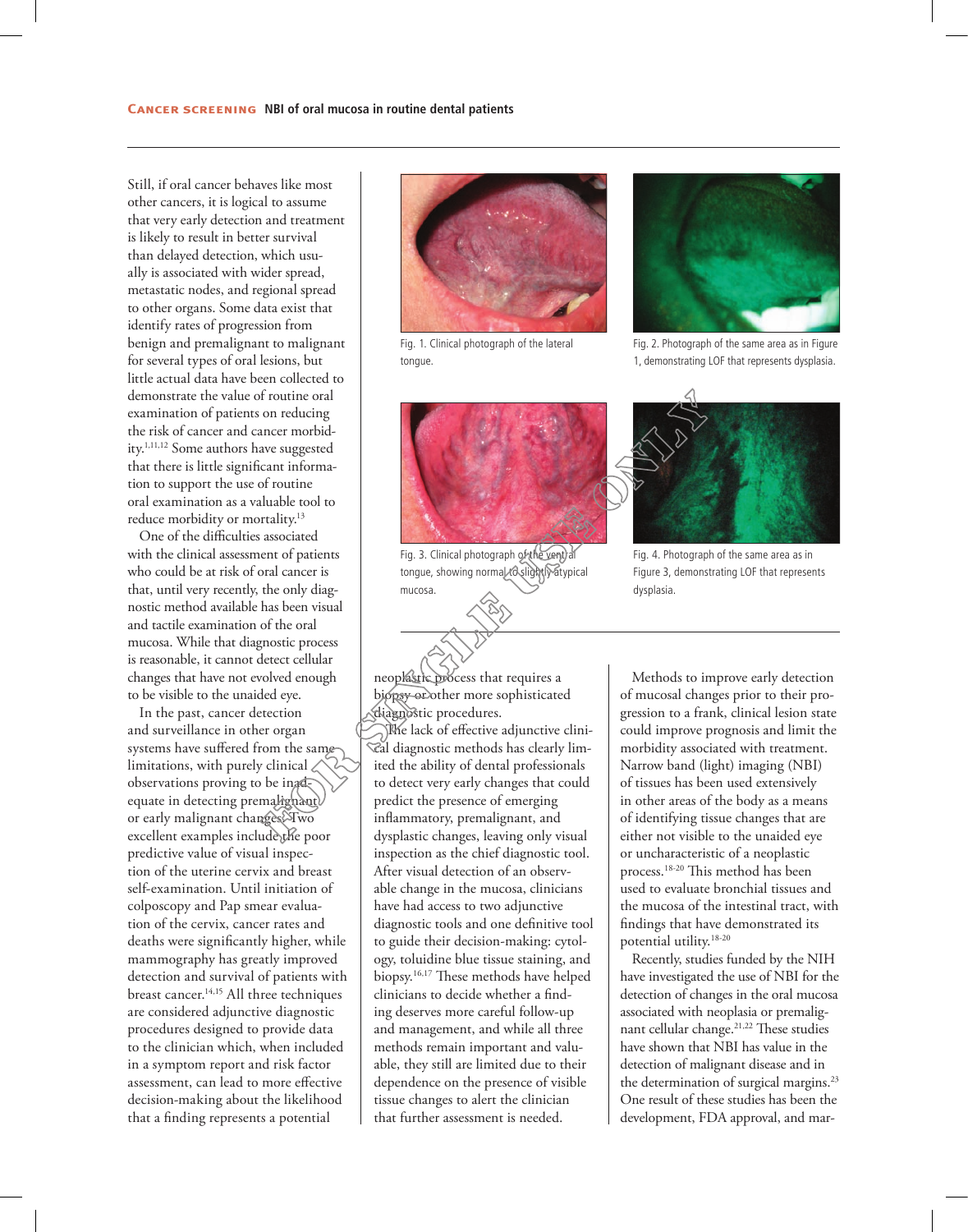Still, if oral cancer behaves like most other cancers, it is logical to assume that very early detection and treatment is likely to result in better survival than delayed detection, which usually is associated with wider spread, metastatic nodes, and regional spread to other organs. Some data exist that identify rates of progression from benign and premalignant to malignant for several types of oral lesions, but little actual data have been collected to demonstrate the value of routine oral examination of patients on reducing the risk of cancer and cancer morbidity.[1,11,12] Some authors have suggested that there is little significant information to support the use of routine oral examination as a valuable tool to reduce morbidity or mortality.[13]

One of the difficulties associated with the clinical assessment of patients who could be at risk of oral cancer is that, until very recently, the only diagnostic method available has been visual and tactile examination of the oral mucosa. While that diagnostic process is reasonable, it cannot detect cellular changes that have not evolved enough to be visible to the unaided eye.

In the past, cancer detection and surveillance in other organ systems have suffered from the same limitations, with purely clinical observations proving to be inadequate in detecting premalignant or early malignant changes. Two excellent examples include the poor predictive value of visual inspection of the uterine cervix and breast self-examination. Until initiation of colposcopy and Pap smear evaluation of the cervix, cancer rates and deaths were significantly higher, while mammography has greatly improved detection and survival of patients with breast cancer.[14,15] All three techniques are considered adjunctive diagnostic procedures designed to provide data to the clinician which, when included in a symptom report and risk factor assessment, can lead to more effective decision-making about the likelihood that a finding represents a potential neoplastic process that requires a biopsy or other more sophisticated diagnostic procedures.

Fig. 1. Clinical photograph of the lateral tongue.

Fig. 2. Photograph of the same area as in Figure 1, demonstrating LOF that represents dysplasia.

Fig. 3. Clinical photograph of the ventral tongue, showing normal to slightly atypical mucosa.

Fig. 4. Photograph of the same area as in Figure 3, demonstrating LOF that represents dysplasia.

The lack of effective adjunctive clinical diagnostic methods has clearly limited the ability of dental professionals to detect very early changes that could predict the presence of emerging inflammatory, premalignant, and dysplastic changes, leaving only visual inspection as the chief diagnostic tool. After visual detection of an observable change in the mucosa, clinicians have had access to two adjunctive diagnostic tools and one definitive tool to guide their decision-making: cytology, toluidine blue tissue staining, and biopsy.[16,17] These methods have helped clinicians to decide whether a finding deserves more careful follow-up and management, and while all three methods remain important and valuable, they still are limited due to their dependence on the presence of visible tissue changes to alert the clinician that further assessment is needed.

Methods to improve early detection of mucosal changes prior to their progression to a frank, clinical lesion state could improve prognosis and limit the morbidity associated with treatment. Narrow band (light) imaging (NBI) of tissues has been used extensively in other areas of the body as a means of identifying tissue changes that are either not visible to the unaided eye or uncharacteristic of a neoplastic process.[18-20] This method has been used to evaluate bronchial tissues and the mucosa of the intestinal tract, with findings that have demonstrated its potential utility.[18-20]

Recently, studies funded by the NIH have investigated the use of NBI for the detection of changes in the oral mucosa associated with neoplasia or premalignant cellular change.[21,22] These studies have shown that NBI has value in the detection of malignant disease and in the determination of surgical margins.[23] One result of these studies has been the development, FDA approval, and mar-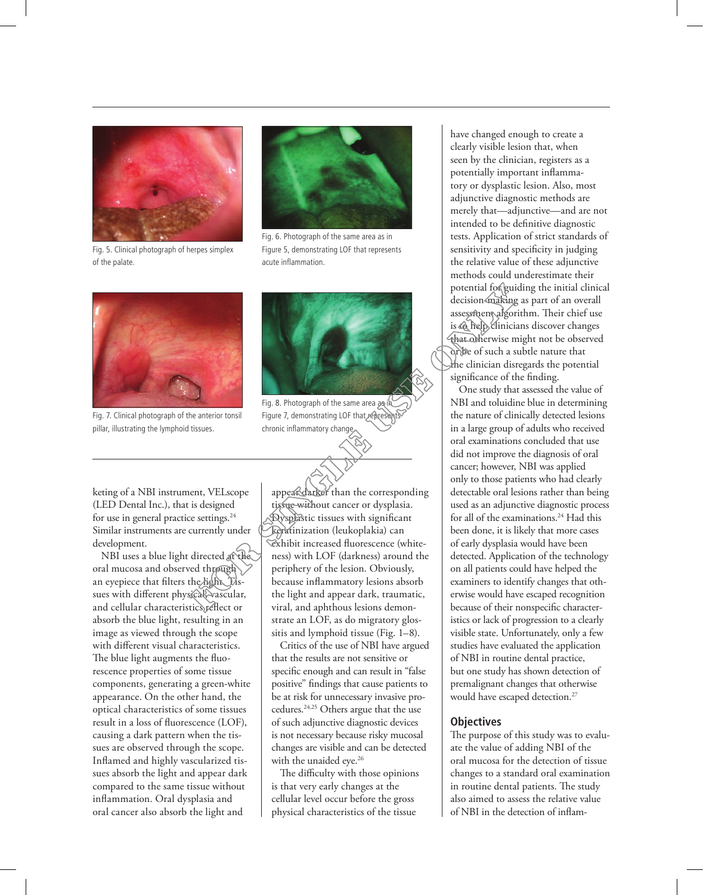Fig. 5. Clinical photograph of herpes simplex of the palate.

Fig. 6. Photograph of the same area as in Figure 5, demonstrating LOF that represents acute inflammation.

Fig. 7. Clinical photograph of the anterior tonsil pillar, illustrating the lymphoid tissues.

Fig. 8. Photograph of the same area as in Figure 7, demonstrating LOF that represents chronic inflammatory change.

keting of a NBI instrument, VELscope (LED Dental Inc.), that is designed for use in general practice settings.[24] Similar instruments are currently under development.

NBI uses a blue light directed at the oral mucosa and observed through an eyepiece that filters the light. Tissues with different physical, vascular, and cellular characteristics reflect or absorb the blue light, resulting in an image as viewed through the scope with different visual characteristics. The blue light augments the fluorescence properties of some tissue components, generating a green-white appearance. On the other hand, the optical characteristics of some tissues result in a loss of fluorescence (LOF), causing a dark pattern when the tissues are observed through the scope. Inflamed and highly vascularized tissues absorb the light and appear dark compared to the same tissue without inflammation. Oral dysplasia and oral cancer also absorb the light and appear darker than the corresponding tissue without cancer or dysplasia. Dysplastic tissues with significant keratinization (leukoplakia) can exhibit increased fluorescence (whiteness) with LOF (darkness) around the periphery of the lesion. Obviously, because inflammatory lesions absorb the light and appear dark, traumatic, viral, and aphthous lesions demonstrate an LOF, as do migratory glossitis and lymphoid tissue (Fig. 1–8).

Critics of the use of NBI have argued that the results are not sensitive or specific enough and can result in "false positive" findings that cause patients to be at risk for unnecessary invasive procedures.[24,25] Others argue that the use of such adjunctive diagnostic devices is not necessary because risky mucosal changes are visible and can be detected with the unaided eye.[26]

The difficulty with those opinions is that very early changes at the cellular level occur before the gross physical characteristics of the tissue have changed enough to create a clearly visible lesion that, when seen by the clinician, registers as a potentially important inflammatory or dysplastic lesion. Also, most adjunctive diagnostic methods are merely that—adjunctive—and are not intended to be definitive diagnostic tests. Application of strict standards of sensitivity and specificity in judging the relative value of these adjunctive methods could underestimate their potential for guiding the initial clinical decision making as part of an overall assessment algorithm. Their chief use is to help clinicians discover changes that otherwise might not be observed or be of such a subtle nature that the clinician disregards the potential significance of the finding.

One study that assessed the value of NBI and toluidine blue in determining the nature of clinically detected lesions in a large group of adults who received oral examinations concluded that use did not improve the diagnosis of oral cancer; however, NBI was applied only to those patients who had clearly detectable oral lesions rather than being used as an adjunctive diagnostic process for all of the examinations.[24] Had this been done, it is likely that more cases of early dysplasia would have been detected. Application of the technology on all patients could have helped the examiners to identify changes that otherwise would have escaped recognition because of their nonspecific characteristics or lack of progression to a clearly visible state. Unfortunately, only a few studies have evaluated the application of NBI in routine dental practice, but one study has shown detection of premalignant changes that otherwise would have escaped detection.[27]

## Objectives

The purpose of this study was to evaluate the value of adding NBI of the oral mucosa for the detection of tissue changes to a standard oral examination in routine dental patients. The study also aimed to assess the relative value of NBI in the detection of inflam-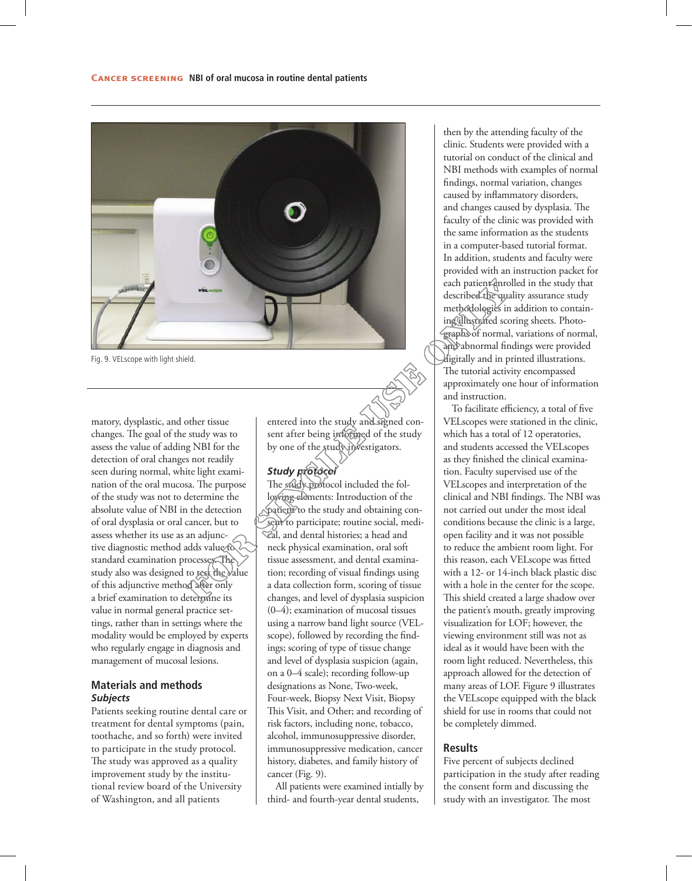Fig. 9. VELscope with light shield.

matory, dysplastic, and other tissue changes. The goal of the study was to assess the value of adding NBI for the detection of oral changes not readily seen during normal, white light examination of the oral mucosa. The purpose of the study was not to determine the absolute value of NBI in the detection of oral dysplasia or oral cancer, but to assess whether its use as an adjunctive diagnostic method adds value to standard examination processes. The study also was designed to test the value of this adjunctive method after only a brief examination to determine its value in normal general practice settings, rather than in settings where the modality would be employed by experts who regularly engage in diagnosis and management of mucosal lesions.

## Materials and methods

### Subjects

Patients seeking routine dental care or treatment for dental symptoms (pain, toothache, and so forth) were invited to participate in the study protocol. The study was approved as a quality improvement study by the institutional review board of the University of Washington, and all patients entered into the study and signed consent after being informed of the study by one of the study investigators.

### Study protocol

The study protocol included the following elements: Introduction of the patient to the study and obtaining consent to participate; routine social, medical, and dental histories; a head and neck physical examination, oral soft tissue assessment, and dental examination; recording of visual findings using a data collection form, scoring of tissue changes, and level of dysplasia suspicion (0–4); examination of mucosal tissues using a narrow band light source (VELscope), followed by recording the findings; scoring of type of tissue change and level of dysplasia suspicion (again, on a 0–4 scale); recording follow-up designations as None, Two-week, Four-week, Biopsy Next Visit, Biopsy This Visit, and Other; and recording of risk factors, including none, tobacco, alcohol, immunosuppressive disorder, immunosuppressive medication, cancer history, diabetes, and family history of cancer (Fig. 9).

All patients were examined intially by third- and fourth-year dental students, then by the attending faculty of the clinic. Students were provided with a tutorial on conduct of the clinical and NBI methods with examples of normal findings, normal variation, changes caused by inflammatory disorders, and changes caused by dysplasia. The faculty of the clinic was provided with the same information as the students in a computer-based tutorial format. In addition, students and faculty were provided with an instruction packet for each patient enrolled in the study that described the quality assurance study methodologies in addition to containing illustrated scoring sheets. Photographs of normal, variations of normal, and abnormal findings were provided digitally and in printed illustrations. The tutorial activity encompassed approximately one hour of information and instruction.

To facilitate efficiency, a total of five VELscopes were stationed in the clinic, which has a total of 12 operatories, and students accessed the VELscopes as they finished the clinical examination. Faculty supervised use of the VELscopes and interpretation of the clinical and NBI findings. The NBI was not carried out under the most ideal conditions because the clinic is a large, open facility and it was not possible to reduce the ambient room light. For this reason, each VELscope was fitted with a 12- or 14-inch black plastic disc with a hole in the center for the scope. This shield created a large shadow over the patient's mouth, greatly improving visualization for LOF; however, the viewing environment still was not as ideal as it would have been with the room light reduced. Nevertheless, this approach allowed for the detection of many areas of LOF. Figure 9 illustrates the VELscope equipped with the black shield for use in rooms that could not be completely dimmed.

## Results

Five percent of subjects declined participation in the study after reading the consent form and discussing the study with an investigator. The most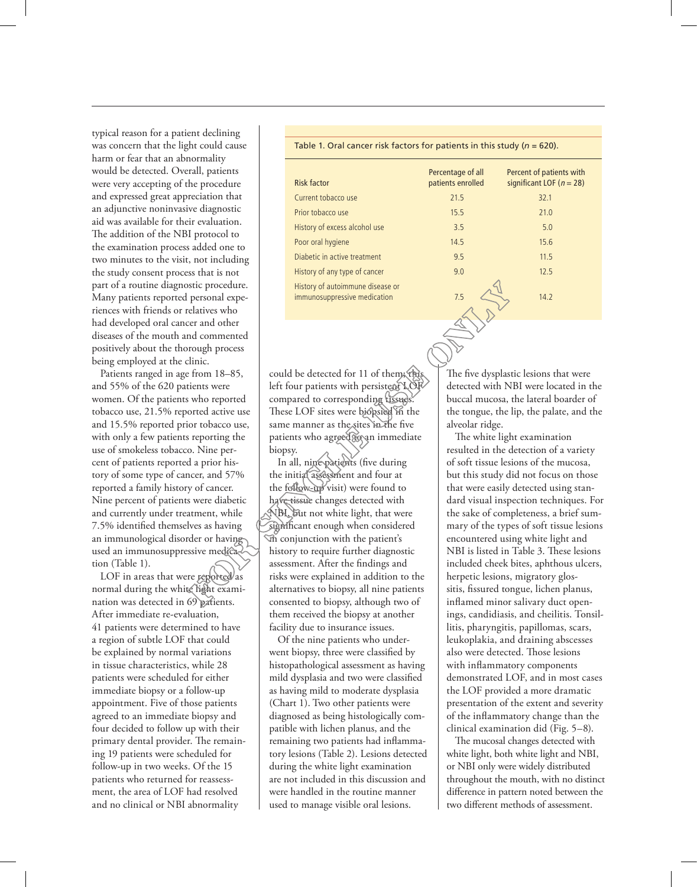typical reason for a patient declining was concern that the light could cause harm or fear that an abnormality would be detected. Overall, patients were very accepting of the procedure and expressed great appreciation that an adjunctive noninvasive diagnostic aid was available for their evaluation. The addition of the NBI protocol to the examination process added one to two minutes to the visit, not including the study consent process that is not part of a routine diagnostic procedure. Many patients reported personal experiences with friends or relatives who had developed oral cancer and other diseases of the mouth and commented positively about the thorough process being employed at the clinic.

Patients ranged in age from 18–85, and 55% of the 620 patients were women. Of the patients who reported tobacco use, 21.5% reported active use and 15.5% reported prior tobacco use, with only a few patients reporting the use of smokeless tobacco. Nine percent of patients reported a prior history of some type of cancer, and 57% reported a family history of cancer. Nine percent of patients were diabetic and currently under treatment, while 7.5% identified themselves as having an immunological disorder or having used an immunosuppressive medication (Table 1).

Table 1. Oral cancer risk factors for patients in this study ($n$ = 620).

| Risk factor | Percentage of all patients enrolled | Percent of patients with significant LOF ($n$ = 28) |
|---|---|---|
| Current tobacco use | 21.5 | 32.1 |
| Prior tobacco use | 15.5 | 21.0 |
| History of excess alcohol use | 3.5 | 5.0 |
| Poor oral hygiene | 14.5 | 15.6 |
| Diabetic in active treatment | 9.5 | 11.5 |
| History of any type of cancer | 9.0 | 12.5 |
| History of autoimmune disease or immunosuppressive medication | 7.5 | 14.2 |

LOF in areas that were reported as normal during the white light examination was detected in 69 patients. After immediate re-evaluation, 41 patients were determined to have a region of subtle LOF that could be explained by normal variations in tissue characteristics, while 28 patients were scheduled for either immediate biopsy or a follow-up appointment. Five of those patients agreed to an immediate biopsy and four decided to follow up with their primary dental provider. The remaining 19 patients were scheduled for follow-up in two weeks. Of the 15 patients who returned for reassessment, the area of LOF had resolved and no clinical or NBI abnormality could be detected for 11 of them; this left four patients with persistent LOF compared to corresponding tissues. These LOF sites were biopsied in the same manner as the sites in the five patients who agreed to an immediate biopsy.

In all, nine patients (five during the initial assessment and four at the follow-up visit) were found to have tissue changes detected with NBI, but not white light, that were significant enough when considered in conjunction with the patient's history to require further diagnostic assessment. After the findings and risks were explained in addition to the alternatives to biopsy, all nine patients consented to biopsy, although two of them received the biopsy at another facility due to insurance issues.

Of the nine patients who underwent biopsy, three were classified by histopathological assessment as having mild dysplasia and two were classified as having mild to moderate dysplasia (Chart 1). Two other patients were diagnosed as being histologically compatible with lichen planus, and the remaining two patients had inflammatory lesions (Table 2). Lesions detected during the white light examination are not included in this discussion and were handled in the routine manner used to manage visible oral lesions.

The five dysplastic lesions that were detected with NBI were located in the buccal mucosa, the lateral boarder of the tongue, the lip, the palate, and the alveolar ridge.

The white light examination resulted in the detection of a variety of soft tissue lesions of the mucosa, but this study did not focus on those that were easily detected using standard visual inspection techniques. For the sake of completeness, a brief summary of the types of soft tissue lesions encountered using white light and NBI is listed in Table 3. These lesions included cheek bites, aphthous ulcers, herpetic lesions, migratory glossitis, fissured tongue, lichen planus, inflamed minor salivary duct openings, candidiasis, and cheilitis. Tonsillitis, pharyngitis, papillomas, scars, leukoplakia, and draining abscesses also were detected. Those lesions with inflammatory components demonstrated LOF, and in most cases the LOF provided a more dramatic presentation of the extent and severity of the inflammatory change than the clinical examination did (Fig. 5–8).

The mucosal changes detected with white light, both white light and NBI, or NBI only were widely distributed throughout the mouth, with no distinct difference in pattern noted between the two different methods of assessment.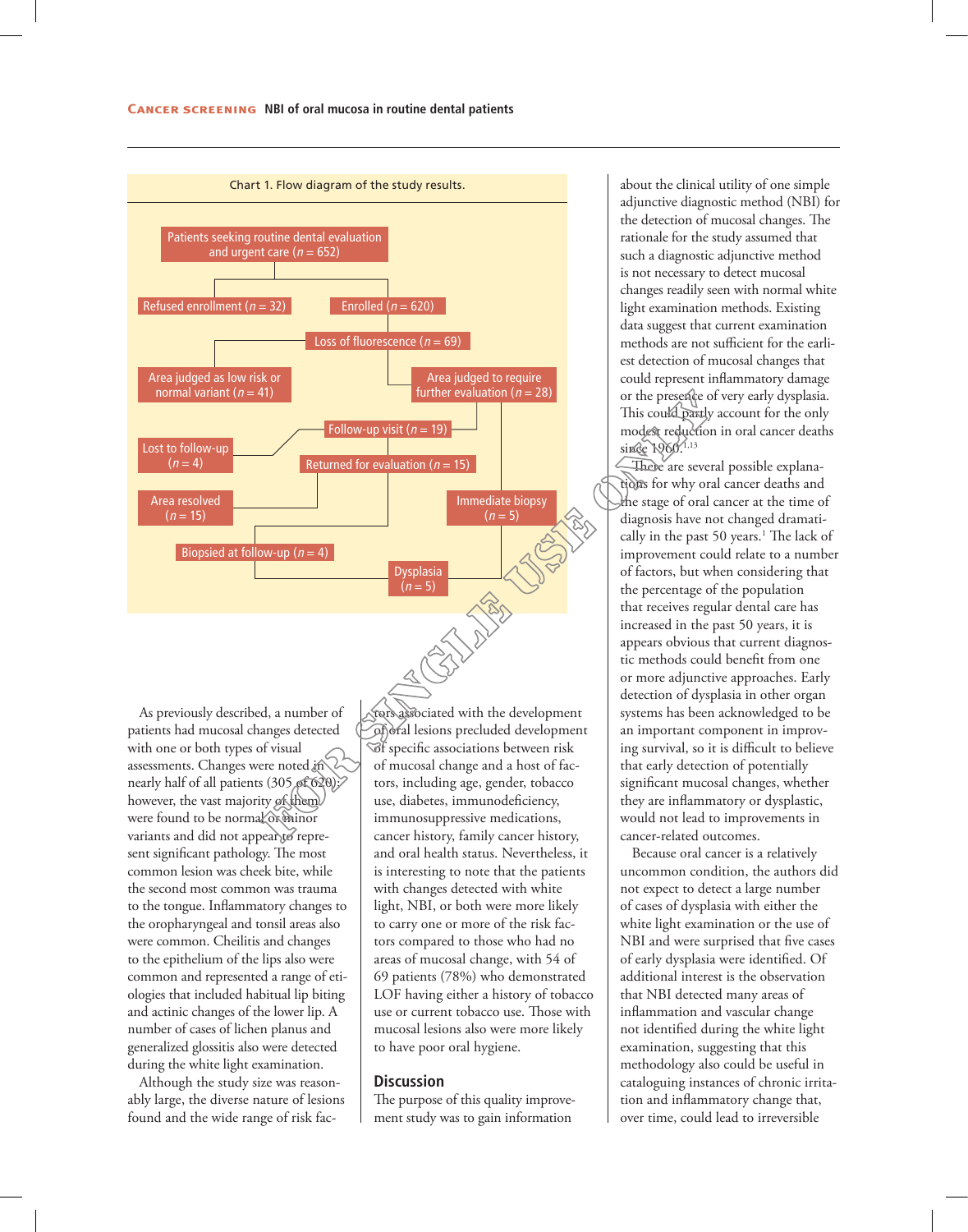Chart 1. Flow diagram of the study results.

- Patients seeking routine dental evaluation and urgent care (*n* = 652)
  - Refused enrollment (*n* = 32)
  - Enrolled (*n* = 620)
    - Loss of fluorescence (*n* = 69)
      - Area judged as low risk or normal variant (*n* = 41)
      - Area judged to require further evaluation (*n* = 28)
        - Follow-up visit (*n* = 19)
          - Lost to follow-up (*n* = 4)
          - Returned for evaluation (*n* = 15)
            - Area resolved (*n* = 15)
            - Biopsied at follow-up (*n* = 4)
        - Immediate biopsy (*n* = 5)
          - Dysplasia (*n* = 5)

As previously described, a number of patients had mucosal changes detected with one or both types of visual assessments. Changes were noted in nearly half of all patients (305 of 620); however, the vast majority of them were found to be normal or minor variants and did not appear to represent significant pathology. The most common lesion was cheek bite, while the second most common was trauma to the tongue. Inflammatory changes to the oropharyngeal and tonsil areas also were common. Cheilitis and changes to the epithelium of the lips also were common and represented a range of etiologies that included habitual lip biting and actinic changes of the lower lip. A number of cases of lichen planus and generalized glossitis also were detected during the white light examination.

Although the study size was reasonably large, the diverse nature of lesions found and the wide range of risk factors associated with the development of oral lesions precluded development of specific associations between risk of mucosal change and a host of factors, including age, gender, tobacco use, diabetes, immunodeficiency, immunosuppressive medications, cancer history, family cancer history, and oral health status. Nevertheless, it is interesting to note that the patients with changes detected with white light, NBI, or both were more likely to carry one or more of the risk factors compared to those who had no areas of mucosal change, with 54 of 69 patients (78%) who demonstrated LOF having either a history of tobacco use or current tobacco use. Those with mucosal lesions also were more likely to have poor oral hygiene.

## Discussion

The purpose of this quality improvement study was to gain information about the clinical utility of one simple adjunctive diagnostic method (NBI) for the detection of mucosal changes. The rationale for the study assumed that such a diagnostic adjunctive method is not necessary to detect mucosal changes readily seen with normal white light examination methods. Existing data suggest that current examination methods are not sufficient for the earliest detection of mucosal changes that could represent inflammatory damage or the presence of very early dysplasia. This could partly account for the only modest reduction in oral cancer deaths since 1960.[1,13]

There are several possible explanations for why oral cancer deaths and the stage of oral cancer at the time of diagnosis have not changed dramatically in the past 50 years.[1] The lack of improvement could relate to a number of factors, but when considering that the percentage of the population that receives regular dental care has increased in the past 50 years, it is appears obvious that current diagnostic methods could benefit from one or more adjunctive approaches. Early detection of dysplasia in other organ systems has been acknowledged to be an important component in improving survival, so it is difficult to believe that early detection of potentially significant mucosal changes, whether they are inflammatory or dysplastic, would not lead to improvements in cancer-related outcomes.

Because oral cancer is a relatively uncommon condition, the authors did not expect to detect a large number of cases of dysplasia with either the white light examination or the use of NBI and were surprised that five cases of early dysplasia were identified. Of additional interest is the observation that NBI detected many areas of inflammation and vascular change not identified during the white light examination, suggesting that this methodology also could be useful in cataloguing instances of chronic irritation and inflammatory change that, over time, could lead to irreversible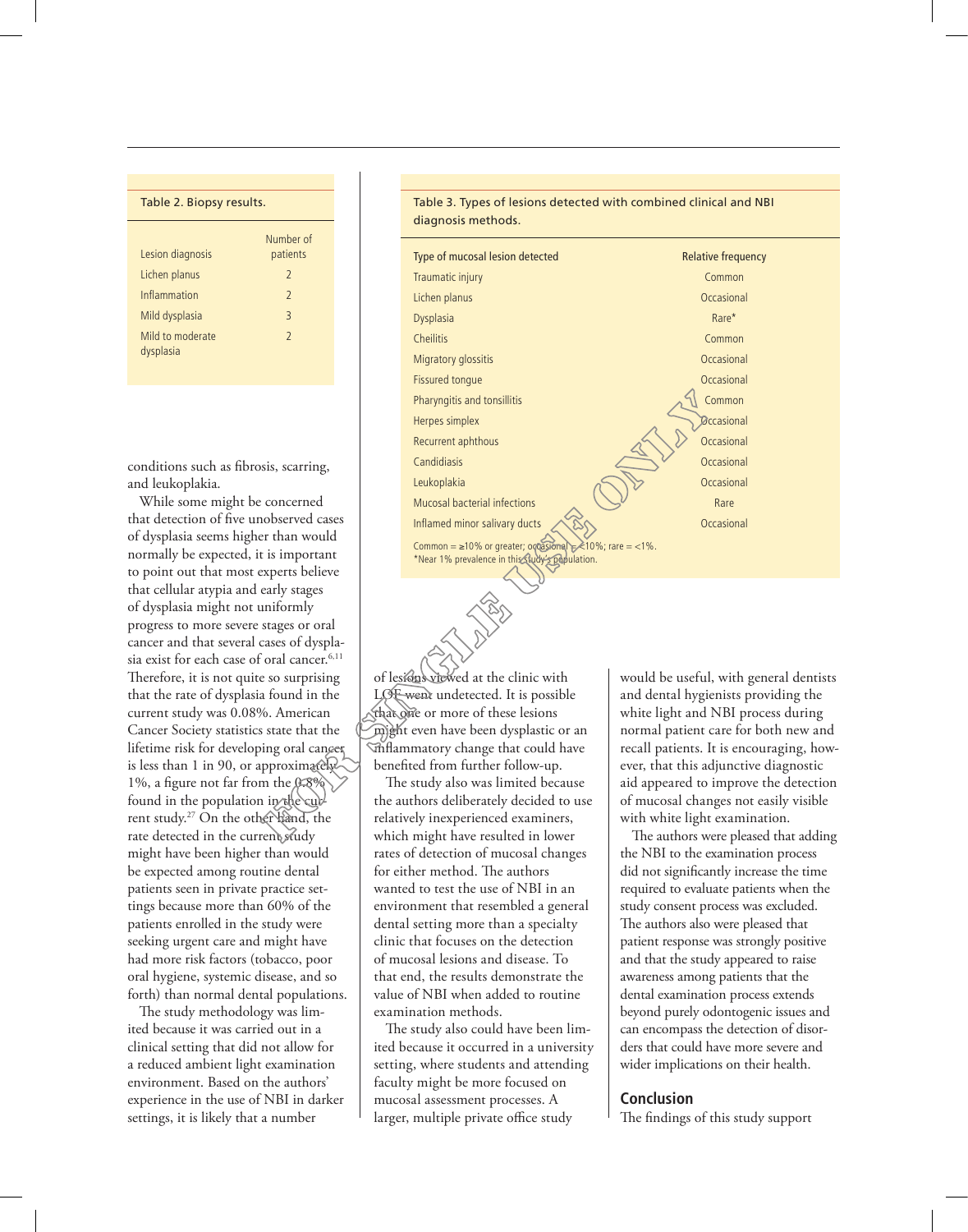Table 2. Biopsy results.

| Lesion diagnosis | Number of patients |
|---|---|
| Lichen planus | 2 |
| Inflammation | 2 |
| Mild dysplasia | 3 |
| Mild to moderate dysplasia | 2 |

Table 3. Types of lesions detected with combined clinical and NBI diagnosis methods.

| Type of mucosal lesion detected | Relative frequency |
|---|---|
| Traumatic injury | Common |
| Lichen planus | Occasional |
| Dysplasia | Rare* |
| Cheilitis | Common |
| Migratory glossitis | Occasional |
| Fissured tongue | Occasional |
| Pharyngitis and tonsillitis | Common |
| Herpes simplex | Occasional |
| Recurrent aphthous | Occasional |
| Candidiasis | Occasional |
| Leukoplakia | Occasional |
| Mucosal bacterial infections | Rare |
| Inflamed minor salivary ducts | Occasional |

Common = ≥10% or greater; occasional = <10%; rare = <1%.
*Near 1% prevalence in this study's population.

conditions such as fibrosis, scarring, and leukoplakia.

While some might be concerned that detection of five unobserved cases of dysplasia seems higher than would normally be expected, it is important to point out that most experts believe that cellular atypia and early stages of dysplasia might not uniformly progress to more severe stages or oral cancer and that several cases of dysplasia exist for each case of oral cancer.[6,11] Therefore, it is not quite so surprising that the rate of dysplasia found in the current study was 0.08%. American Cancer Society statistics state that the lifetime risk for developing oral cancer is less than 1 in 90, or approximately 1%, a figure not far from the 0.8% found in the population in the current study.[27] On the other hand, the rate detected in the current study might have been higher than would be expected among routine dental patients seen in private practice settings because more than 60% of the patients enrolled in the study were seeking urgent care and might have had more risk factors (tobacco, poor oral hygiene, systemic disease, and so forth) than normal dental populations.

The study methodology was limited because it was carried out in a clinical setting that did not allow for a reduced ambient light examination environment. Based on the authors' experience in the use of NBI in darker settings, it is likely that a number of lesions viewed at the clinic with LOF went undetected. It is possible that one or more of these lesions might even have been dysplastic or an inflammatory change that could have benefited from further follow-up.

The study also was limited because the authors deliberately decided to use relatively inexperienced examiners, which might have resulted in lower rates of detection of mucosal changes for either method. The authors wanted to test the use of NBI in an environment that resembled a general dental setting more than a specialty clinic that focuses on the detection of mucosal lesions and disease. To that end, the results demonstrate the value of NBI when added to routine examination methods.

The study also could have been limited because it occurred in a university setting, where students and attending faculty might be more focused on mucosal assessment processes. A larger, multiple private office study would be useful, with general dentists and dental hygienists providing the white light and NBI process during normal patient care for both new and recall patients. It is encouraging, however, that this adjunctive diagnostic aid appeared to improve the detection of mucosal changes not easily visible with white light examination.

The authors were pleased that adding the NBI to the examination process did not significantly increase the time required to evaluate patients when the study consent process was excluded. The authors also were pleased that patient response was strongly positive and that the study appeared to raise awareness among patients that the dental examination process extends beyond purely odontogenic issues and can encompass the detection of disorders that could have more severe and wider implications on their health.

## Conclusion

The findings of this study support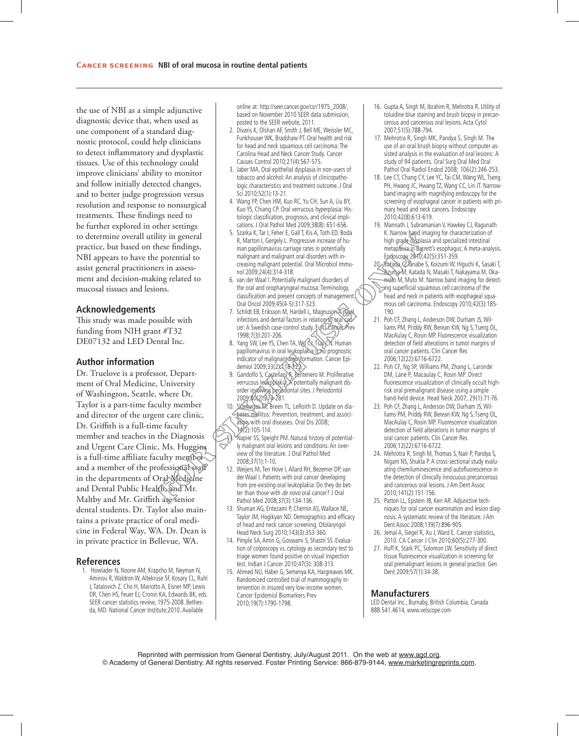the use of NBI as a simple adjunctive diagnostic device that, when used as one component of a standard diagnostic protocol, could help clinicians to detect inflammatory and dysplastic tissues. Use of this technology could improve clinicians' ability to monitor and follow initially detected changes, and to better judge progression versus resolution and response to nonsurgical treatments. These findings need to be further explored in other settings to determine overall utility in general practice, but based on these findings, NBI appears to have the potential to assist general practitioners in assessment and decision-making related to mucosal tissues and lesions.

## Acknowledgements

This study was made possible with funding from NIH grant #T32 DE07132 and LED Dental Inc.

## Author information

Dr. Truelove is a professor, Department of Oral Medicine, University of Washington, Seattle, where Dr. Taylor is a part-time faculty member and director of the urgent care clinic, Dr. Griffith is a full-time faculty member and teaches in the Diagnosis and Urgent Care Clinic, Ms. Huggins is a full-time affiliate faculty member and a member of the professional staff in the departments of Oral Medicine and Dental Public Health, and Mr. Maltby and Mr. Griffith are senior dental students. Dr. Taylor also maintains a private practice of oral medicine in Federal Way, WA. Dr. Dean is in private practice in Bellevue, WA.

## References

1. Howlader N, Noone AM, Krapcho M, Neyman N, Aminou R, Waldron W, Altekruse SF, Kosary CL, Ruhl J, Tatalovich Z, Cho H, Mariotto A, Eisner MP, Lewis DR, Chen HS, Feuer EJ, Cronin KA, Edwards BK, eds. SEER cancer statistics review, 1975-2008. Bethesda, MD: National Cancer Institute;2010. Available online at: http://seer.cancer.gov/csr/1975_2008/, based on November 2010 SEER data submission, posted to the SEER website, 2011.
2. Divaris K, Olshan AF, Smith J, Bell ME, Weissler MC, Funkhouser WK, Bradshaw PT. Oral health and risk for head and neck squamous cell carcinoma: The Carolina Head and Neck Cancer Study. Cancer Causes Control 2010;21(4):567-575.
3. Jaber MA. Oral epithelial dysplasia in non-users of tobacco and alcohol: An analysis of clinicopathologic characteristics and treatment outcome. J Oral Sci 2010;52(1):13-21.
4. Wang YP, Chen HM, Kuo RC, Yu CH, Sun A, Liu BY, Kuo YS, Chiang CP. Oral verrucous hyperplasia: Histologic classification, prognosis, and clinical implications. J Oral Pathol Med 2009;38(8): 651-656.
5. Szarka K, Tar I, Feher E, Gall T, Kis A, Toth ED, Boda R, Marton I, Gergely L. Progressive increase of human papillomavirus carriage rates in potentially malignant and malignant oral disorders with increasing malignant potential. Oral Microbiol Immunol 2009;24(4):314-318.
6. van der Waal I. Potentially malignant disorders of the oral and oropharyngeal mucosa: Terminology, classification and present concepts of management. Oral Oncol 2009;45(4-5):317-323.
7. Schildt EB, Eriksson M, Hardell L, Magnuson A. Oral infections and dental factors in relation to oral cancer: A Swedish case-control study. Eur J Cancer Prev 1998;7(3):201-206.
8. Yang SW, Lee YS, Chen TA, Wu CJ, Tsai CN. Human papillomavirus in oral leukoplakia is no prognostic indicator of malignant transformation. Cancer Epidemiol 2009;33(2):118-122.
9. Gandolfo S, Castellani R, Pentenero M. Proliferative verrucous leukoplakia: A potentially malignant disorder involving periodontal sites. J Periodontol 2009;80(2):274-281.
10. Skamagas M, Breen TL, LeRoith D. Update on diabetes mellitus: Prevention, treatment, and association with oral diseases. Oral Dis 2008; 14(2):105-114.
11. Napier SS, Speight PM. Natural history of potentially malignant oral lesions and conditions: An overview of the literature. J Oral Pathol Med 2008;37(1):1-10.
12. Weijers M, Ten Hove I, Allard RH, Bezemer DP, van der Waal I. Patients with oral cancer developing from pre-existing oral leukoplakia: Do they do better than those with *de novo* oral cancer? J Oral Pathol Med 2008;37(3):134-136.
13. Shuman AG, Entezami P, Chernin AS, Wallace NE, Taylor JM, Hogikyan ND. Demographics and efficacy of head and neck cancer screening. Otolaryngol Head Neck Surg 2010;143(3):353-360.
14. Pimple SA, Amin G, Goswami S, Shastri SS. Evaluation of colposcopy vs. cytology as secondary test to triage women found positive on visual inspection test. Indian J Cancer 2010;47(3): 308-313.
15. Ahmed NU, Haber G, Semenya KA, Hargreaves MK. Randomized controlled trial of mammography intervention in insured very low-income women. Cancer Epidemiol Biomarkers Prev 2010;19(7):1790-1798.
16. Gupta A, Singh M, Ibrahim R, Mehrotra R. Utility of toluidine blue staining and brush biopsy in precancerous and cancerous oral lesions. Acta Cytol 2007;51(5):788-794.
17. Mehrotra R, Singh MK, Pandya S, Singh M. The use of an oral brush biopsy without computer-assisted analysis in the evaluation of oral lesions: A study of 94 patients. Oral Surg Oral Med Oral Pathol Oral Radiol Endod 2008; 106(2):246-253.
18. Lee CT, Chang CY, Lee YC, Tai CM, Wang WL, Tseng PH, Hwang JC, Hwang TZ, Wang CC, Lin JT. Narrow-band imaging with magnifying endoscopy for the screening of esophageal cancer in patients with primary head and neck cancers. Endoscopy 2010;42(8):613-619.
19. Mannath J, Subramanian V, Hawkey CJ, Ragunath K. Narrow band imaging for characterization of high grade dysplasia and specialized intestinal metaplasia in Barrett's esophagus: A meta-analysis. Endoscopy 2010;42(5):351-359.
20. Katada C, Tanabe S, Koizumi W, Higuchi K, Sasaki T, Azuma M, Katada N, Masaki T, Nakayama M, Okamoto M, Muto M. Narrow band imaging for detecting superficial squamous cell carcinoma of the head and neck in patients with esophageal squamous cell carcinoma. Endoscopy 2010;42(3):185-190.
21. Poh CF, Zhang L, Anderson DW, Durham JS, Williams PM, Priddy RW, Berean KW, Ng S, Tseng OL, MacAulay C, Rosin MP. Fluorescence visualization detection of field alterations in tumor margins of oral cancer patients. Clin Cancer Res 2006;12(22):6716-6722.
22. Poh CF, Ng SP, Williams PM, Zhang L, Laronde DM, Lane P, Macaulay C, Rosin MP. Direct fluorescence visualization of clinically occult high-risk oral premalignant disease using a simple hand-held device. Head Neck 2007; 29(1):71-76.
23. Poh CF, Zhang L, Anderson DW, Durham JS, Williams PM, Priddy RW, Berean KW, Ng S, Tseng OL, MacAulay C, Rosin MP. Fluorescence visualization detection of field alterations in tumor margins of oral cancer patients. Clin Cancer Res 2006;12(22):6716-6722.
24. Mehrotra R, Singh M, Thomas S, Nair P, Pandya S, Nigam NS, Shukla P. A cross-sectional study evaluating chemiluminescence and autofluorescence in the detection of clinically innocuous precancerous and cancerous oral lesions. J Am Dent Assoc 2010;141(2):151-156.
25. Patton LL, Epstein JB, Kerr AR. Adjunctive techniques for oral cancer examination and lesion diagnosis: A systematic review of the literature. J Am Dent Assoc 2008;139(7):896-905.
26. Jemal A, Siegel R, Xu J, Ward E. Cancer statistics, 2010. CA Cancer J Clin 2010;60(5):277-300.
27. Huff K, Stark PC, Solomon LW. Sensitivity of direct tissue fluorescence visualization in screening for oral premalignant lesions in general practice. Gen Dent 2009;57(1):34-38.

## Manufacturers

LED Dental Inc., Burnaby, British Columbia, Canada
888.541.4614, www.velscope.com

Reprinted with permission from General Dentistry, July/August 2011. On the web at www.agd.org.
© Academy of General Dentistry. All rights reserved. Foster Printing Service: 866-879-9144, www.marketingreprints.com.